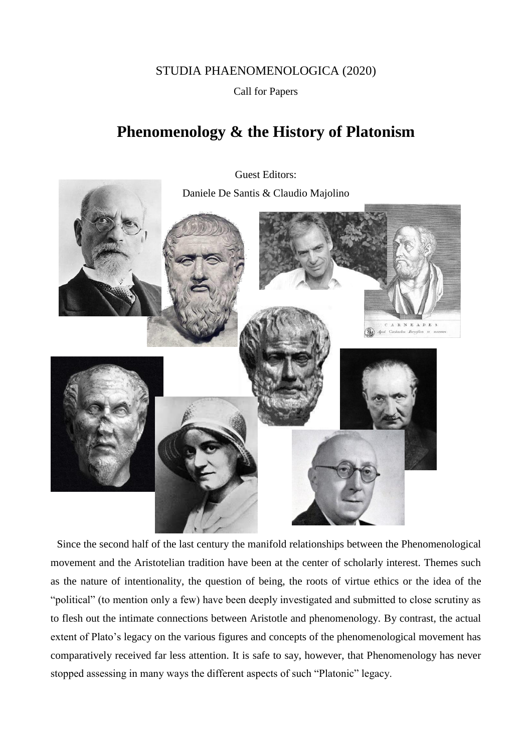STUDIA PHAENOMENOLOGICA (2020)

Call for Papers

# Phenomenology & the History of Platonism

Guest Editors:

Daniele De Santis & Claudio Majolino

Since the second half of the last century the manifold relationships between the Phenomenological movement and the Aristotelian tradition have been at the center of scholarly interest. Themes such as the nature of intentionality, the question of being, the roots of virtue ethics or the idea of the "political" (to mention only a few) have been deeply investigated and submitted to close scrutiny as to flesh out the intimate connections between Aristotle and phenomenology. By contrast, the actual extent of Plato's legacy on the various figures and concepts of the phenomenological movement has comparatively received far less attention. It is safe to say, however, that Phenomenology has never stopped assessing in many ways the different aspects of such "Platonic" legacy.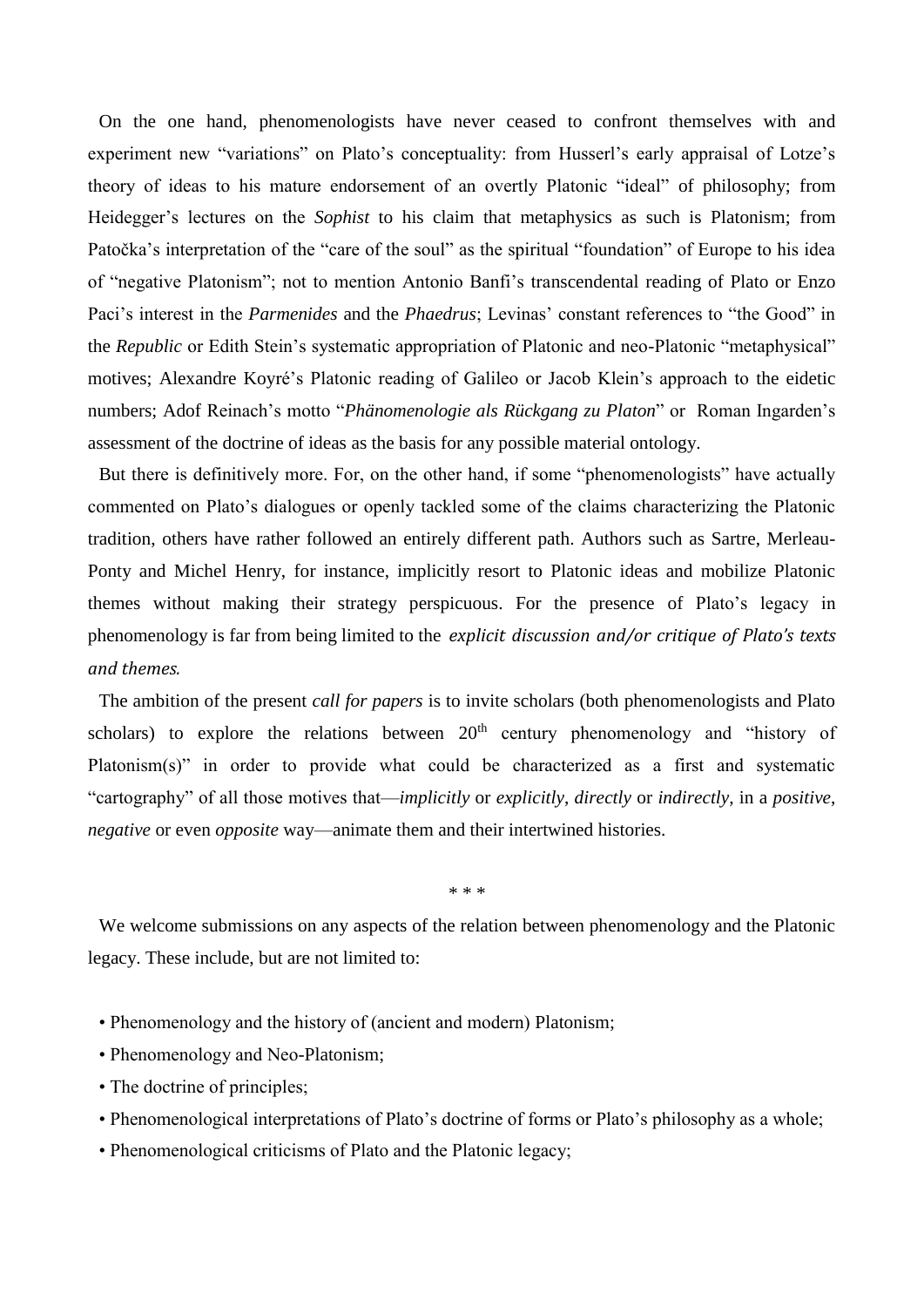On the one hand, phenomenologists have never ceased to confront themselves with and experiment new "variations" on Plato's conceptuality: from Husserl's early appraisal of Lotze's theory of ideas to his mature endorsement of an overtly Platonic "ideal" of philosophy; from Heidegger's lectures on the *Sophist* to his claim that metaphysics as such is Platonism; from Patočka's interpretation of the "care of the soul" as the spiritual "foundation" of Europe to his idea of "negative Platonism"; not to mention Antonio Banfi's transcendental reading of Plato or Enzo Paci's interest in the *Parmenides* and the *Phaedrus*; Levinas' constant references to "the Good" in the *Republic* or Edith Stein's systematic appropriation of Platonic and neo-Platonic "metaphysical" motives; Alexandre Koyré's Platonic reading of Galileo or Jacob Klein's approach to the eidetic numbers; Adof Reinach's motto "*Phänomenologie als Rückgang zu Platon*" or Roman Ingarden's assessment of the doctrine of ideas as the basis for any possible material ontology.

But there is definitively more. For, on the other hand, if some "phenomenologists" have actually commented on Plato's dialogues or openly tackled some of the claims characterizing the Platonic tradition, others have rather followed an entirely different path. Authors such as Sartre, Merleau-Ponty and Michel Henry, for instance, implicitly resort to Platonic ideas and mobilize Platonic themes without making their strategy perspicuous. For the presence of Plato's legacy in phenomenology is far from being limited to the *explicit discussion and/or critique of Plato's texts and themes.*

The ambition of the present *call for papers* is to invite scholars (both phenomenologists and Plato scholars) to explore the relations between 20th century phenomenology and "history of Platonism(s)" in order to provide what could be characterized as a first and systematic "cartography" of all those motives that—*implicitly* or *explicitly*, *directly* or *indirectly*, in a *positive*, *negative* or even *opposite* way—animate them and their intertwined histories.

\* \* \*

We welcome submissions on any aspects of the relation between phenomenology and the Platonic legacy. These include, but are not limited to:

- Phenomenology and the history of (ancient and modern) Platonism;
- Phenomenology and Neo-Platonism;
- The doctrine of principles;
- Phenomenological interpretations of Plato's doctrine of forms or Plato's philosophy as a whole;
- Phenomenological criticisms of Plato and the Platonic legacy;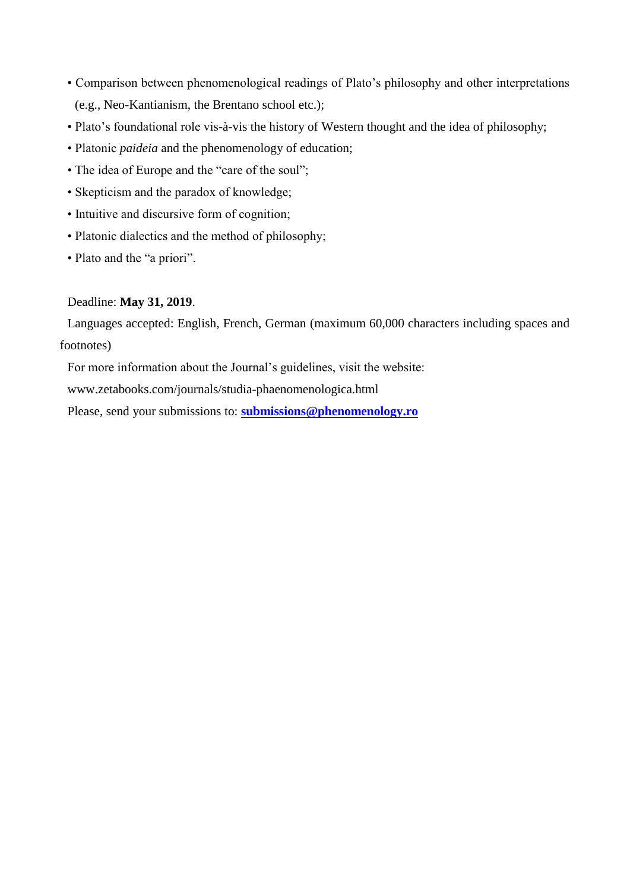- Comparison between phenomenological readings of Plato's philosophy and other interpretations (e.g., Neo-Kantianism, the Brentano school etc.);
- Plato's foundational role vis-à-vis the history of Western thought and the idea of philosophy;
- Platonic *paideia* and the phenomenology of education;
- The idea of Europe and the "care of the soul";
- Skepticism and the paradox of knowledge;
- Intuitive and discursive form of cognition;
- Platonic dialectics and the method of philosophy;
- Plato and the "a priori".

Deadline: **May 31, 2019**.

Languages accepted: English, French, German (maximum 60,000 characters including spaces and footnotes)

For more information about the Journal's guidelines, visit the website:

www.zetabooks.com/journals/studia-phaenomenologica.html

Please, send your submissions to: **submissions@phenomenology.ro**